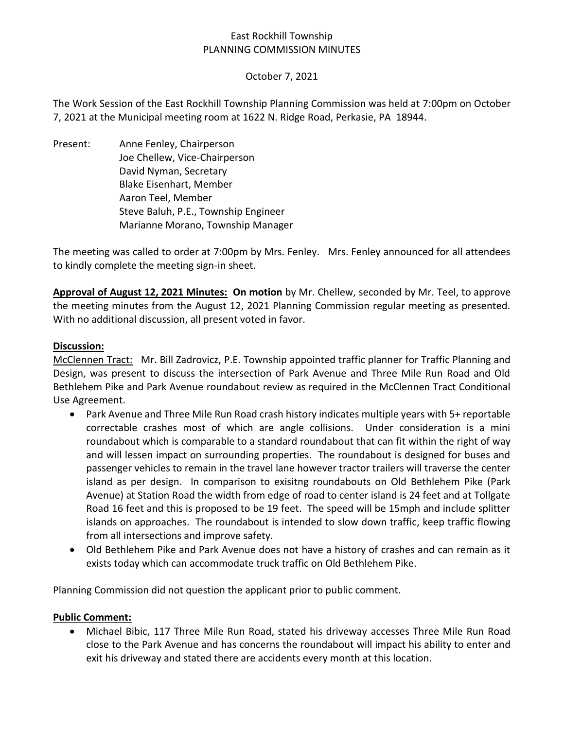East Rockhill Township
PLANNING COMMISSION MINUTES

October 7, 2021

The Work Session of the East Rockhill Township Planning Commission was held at 7:00pm on October 7, 2021 at the Municipal meeting room at 1622 N. Ridge Road, Perkasie, PA 18944.

Present: Anne Fenley, Chairperson
Joe Chellew, Vice-Chairperson
David Nyman, Secretary
Blake Eisenhart, Member
Aaron Teel, Member
Steve Baluh, P.E., Township Engineer
Marianne Morano, Township Manager

The meeting was called to order at 7:00pm by Mrs. Fenley. Mrs. Fenley announced for all attendees to kindly complete the meeting sign-in sheet.

**Approval of August 12, 2021 Minutes: On motion** by Mr. Chellew, seconded by Mr. Teel, to approve the meeting minutes from the August 12, 2021 Planning Commission regular meeting as presented. With no additional discussion, all present voted in favor.

**Discussion:**

McClennen Tract: Mr. Bill Zadrovicz, P.E. Township appointed traffic planner for Traffic Planning and Design, was present to discuss the intersection of Park Avenue and Three Mile Run Road and Old Bethlehem Pike and Park Avenue roundabout review as required in the McClennen Tract Conditional Use Agreement.

- Park Avenue and Three Mile Run Road crash history indicates multiple years with 5+ reportable correctable crashes most of which are angle collisions. Under consideration is a mini roundabout which is comparable to a standard roundabout that can fit within the right of way and will lessen impact on surrounding properties. The roundabout is designed for buses and passenger vehicles to remain in the travel lane however tractor trailers will traverse the center island as per design. In comparison to exisitng roundabouts on Old Bethlehem Pike (Park Avenue) at Station Road the width from edge of road to center island is 24 feet and at Tollgate Road 16 feet and this is proposed to be 19 feet. The speed will be 15mph and include splitter islands on approaches. The roundabout is intended to slow down traffic, keep traffic flowing from all intersections and improve safety.
- Old Bethlehem Pike and Park Avenue does not have a history of crashes and can remain as it exists today which can accommodate truck traffic on Old Bethlehem Pike.

Planning Commission did not question the applicant prior to public comment.

**Public Comment:**

- Michael Bibic, 117 Three Mile Run Road, stated his driveway accesses Three Mile Run Road close to the Park Avenue and has concerns the roundabout will impact his ability to enter and exit his driveway and stated there are accidents every month at this location.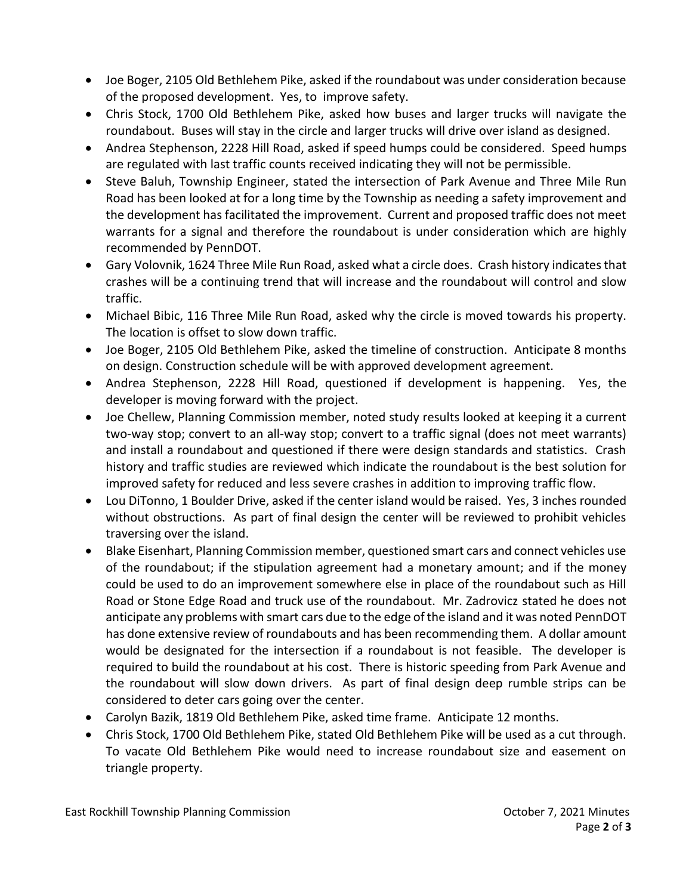- Joe Boger, 2105 Old Bethlehem Pike, asked if the roundabout was under consideration because of the proposed development. Yes, to improve safety.
- Chris Stock, 1700 Old Bethlehem Pike, asked how buses and larger trucks will navigate the roundabout. Buses will stay in the circle and larger trucks will drive over island as designed.
- Andrea Stephenson, 2228 Hill Road, asked if speed humps could be considered. Speed humps are regulated with last traffic counts received indicating they will not be permissible.
- Steve Baluh, Township Engineer, stated the intersection of Park Avenue and Three Mile Run Road has been looked at for a long time by the Township as needing a safety improvement and the development has facilitated the improvement. Current and proposed traffic does not meet warrants for a signal and therefore the roundabout is under consideration which are highly recommended by PennDOT.
- Gary Volovnik, 1624 Three Mile Run Road, asked what a circle does. Crash history indicates that crashes will be a continuing trend that will increase and the roundabout will control and slow traffic.
- Michael Bibic, 116 Three Mile Run Road, asked why the circle is moved towards his property. The location is offset to slow down traffic.
- Joe Boger, 2105 Old Bethlehem Pike, asked the timeline of construction. Anticipate 8 months on design. Construction schedule will be with approved development agreement.
- Andrea Stephenson, 2228 Hill Road, questioned if development is happening. Yes, the developer is moving forward with the project.
- Joe Chellew, Planning Commission member, noted study results looked at keeping it a current two-way stop; convert to an all-way stop; convert to a traffic signal (does not meet warrants) and install a roundabout and questioned if there were design standards and statistics. Crash history and traffic studies are reviewed which indicate the roundabout is the best solution for improved safety for reduced and less severe crashes in addition to improving traffic flow.
- Lou DiTonno, 1 Boulder Drive, asked if the center island would be raised. Yes, 3 inches rounded without obstructions. As part of final design the center will be reviewed to prohibit vehicles traversing over the island.
- Blake Eisenhart, Planning Commission member, questioned smart cars and connect vehicles use of the roundabout; if the stipulation agreement had a monetary amount; and if the money could be used to do an improvement somewhere else in place of the roundabout such as Hill Road or Stone Edge Road and truck use of the roundabout. Mr. Zadrovicz stated he does not anticipate any problems with smart cars due to the edge of the island and it was noted PennDOT has done extensive review of roundabouts and has been recommending them. A dollar amount would be designated for the intersection if a roundabout is not feasible. The developer is required to build the roundabout at his cost. There is historic speeding from Park Avenue and the roundabout will slow down drivers. As part of final design deep rumble strips can be considered to deter cars going over the center.
- Carolyn Bazik, 1819 Old Bethlehem Pike, asked time frame. Anticipate 12 months.
- Chris Stock, 1700 Old Bethlehem Pike, stated Old Bethlehem Pike will be used as a cut through. To vacate Old Bethlehem Pike would need to increase roundabout size and easement on triangle property.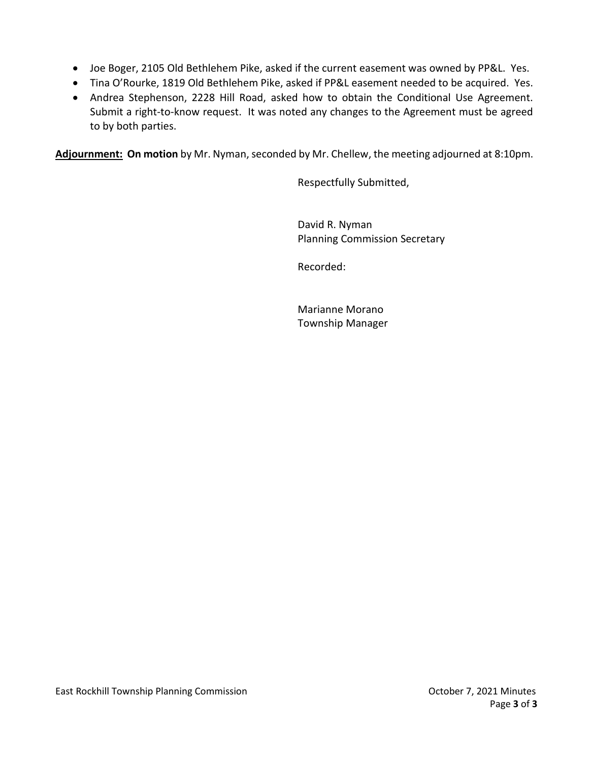- Joe Boger, 2105 Old Bethlehem Pike, asked if the current easement was owned by PP&L. Yes.
- Tina O'Rourke, 1819 Old Bethlehem Pike, asked if PP&L easement needed to be acquired. Yes.
- Andrea Stephenson, 2228 Hill Road, asked how to obtain the Conditional Use Agreement. Submit a right-to-know request. It was noted any changes to the Agreement must be agreed to by both parties.

**Adjournment: On motion** by Mr. Nyman, seconded by Mr. Chellew, the meeting adjourned at 8:10pm.

Respectfully Submitted,

David R. Nyman
Planning Commission Secretary

Recorded:

Marianne Morano
Township Manager